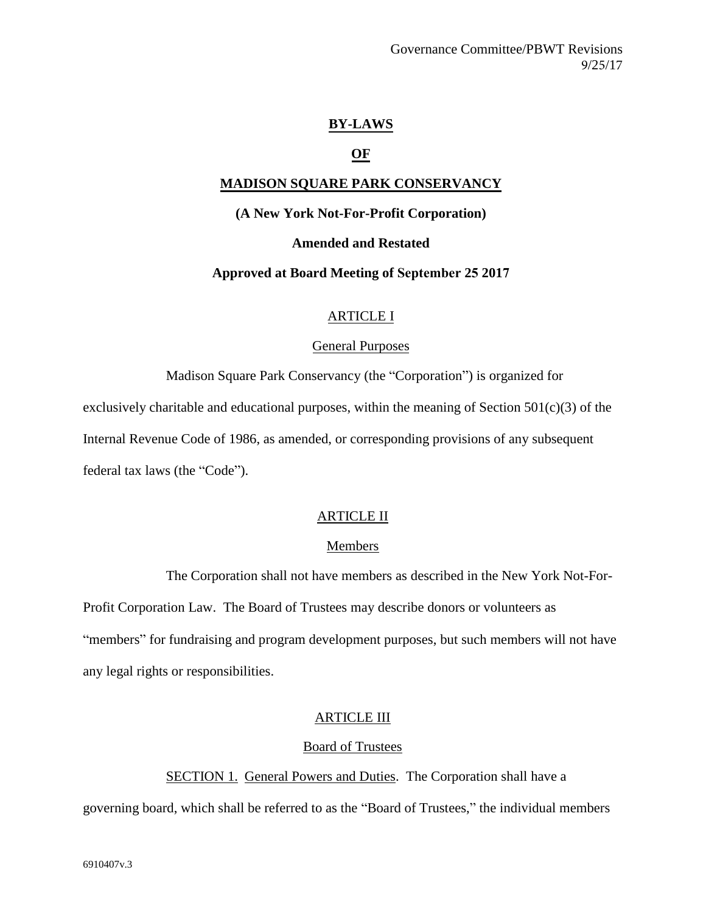Governance Committee/PBWT Revisions
9/25/17

# BY-LAWS

# OF

# MADISON SQUARE PARK CONSERVANCY

**(A New York Not-For-Profit Corporation)**

**Amended and Restated**

**Approved at Board Meeting of September 25 2017**

## ARTICLE I

### General Purposes

Madison Square Park Conservancy (the "Corporation") is organized for exclusively charitable and educational purposes, within the meaning of Section 501(c)(3) of the Internal Revenue Code of 1986, as amended, or corresponding provisions of any subsequent federal tax laws (the "Code").

## ARTICLE II

### Members

The Corporation shall not have members as described in the New York Not-For-Profit Corporation Law. The Board of Trustees may describe donors or volunteers as "members" for fundraising and program development purposes, but such members will not have any legal rights or responsibilities.

## ARTICLE III

### Board of Trustees

SECTION 1. General Powers and Duties. The Corporation shall have a governing board, which shall be referred to as the "Board of Trustees," the individual members

6910407v.3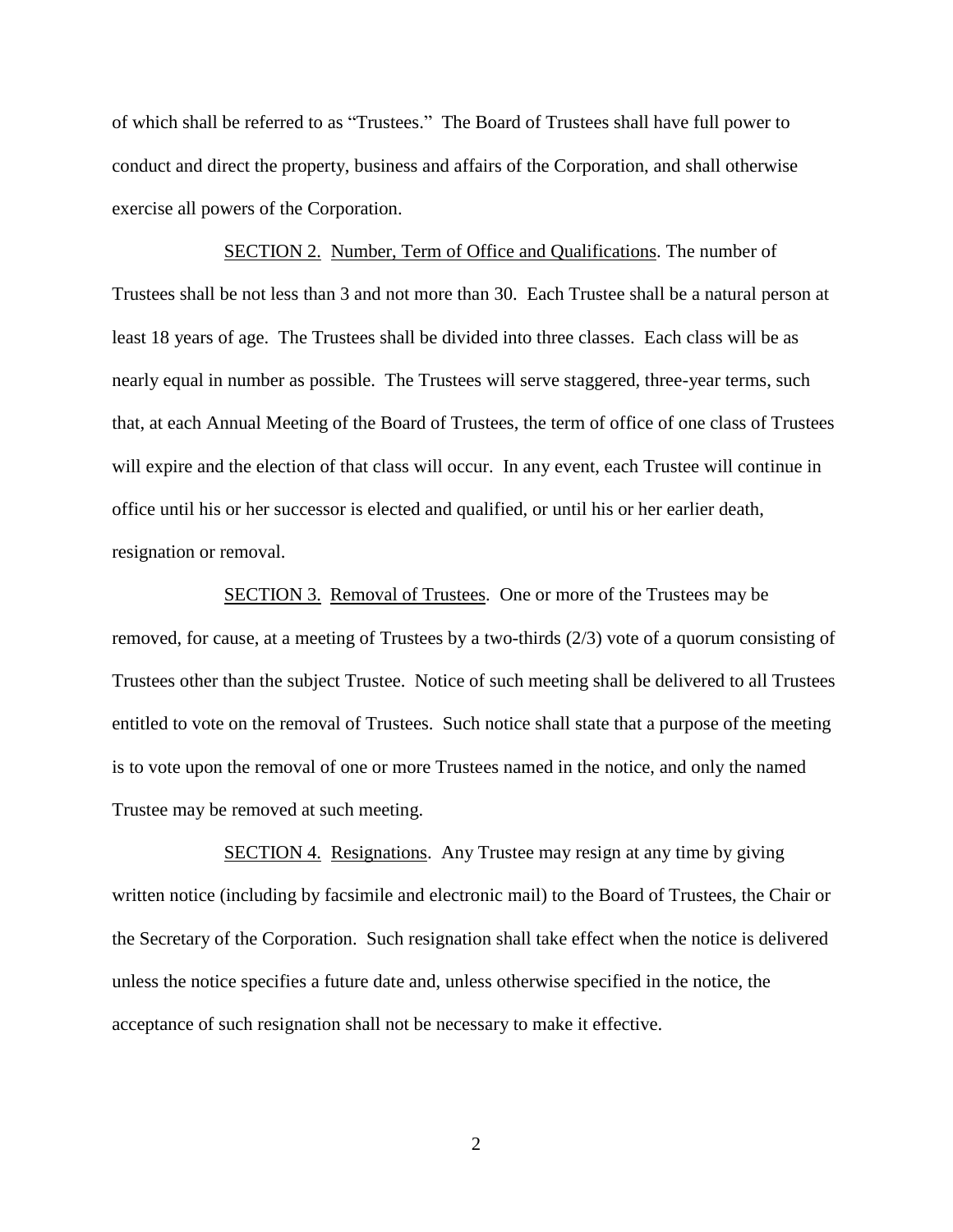of which shall be referred to as "Trustees." The Board of Trustees shall have full power to conduct and direct the property, business and affairs of the Corporation, and shall otherwise exercise all powers of the Corporation.

SECTION 2. Number, Term of Office and Qualifications. The number of Trustees shall be not less than 3 and not more than 30. Each Trustee shall be a natural person at least 18 years of age. The Trustees shall be divided into three classes. Each class will be as nearly equal in number as possible. The Trustees will serve staggered, three-year terms, such that, at each Annual Meeting of the Board of Trustees, the term of office of one class of Trustees will expire and the election of that class will occur. In any event, each Trustee will continue in office until his or her successor is elected and qualified, or until his or her earlier death, resignation or removal.

SECTION 3. Removal of Trustees. One or more of the Trustees may be removed, for cause, at a meeting of Trustees by a two-thirds (2/3) vote of a quorum consisting of Trustees other than the subject Trustee. Notice of such meeting shall be delivered to all Trustees entitled to vote on the removal of Trustees. Such notice shall state that a purpose of the meeting is to vote upon the removal of one or more Trustees named in the notice, and only the named Trustee may be removed at such meeting.

SECTION 4. Resignations. Any Trustee may resign at any time by giving written notice (including by facsimile and electronic mail) to the Board of Trustees, the Chair or the Secretary of the Corporation. Such resignation shall take effect when the notice is delivered unless the notice specifies a future date and, unless otherwise specified in the notice, the acceptance of such resignation shall not be necessary to make it effective.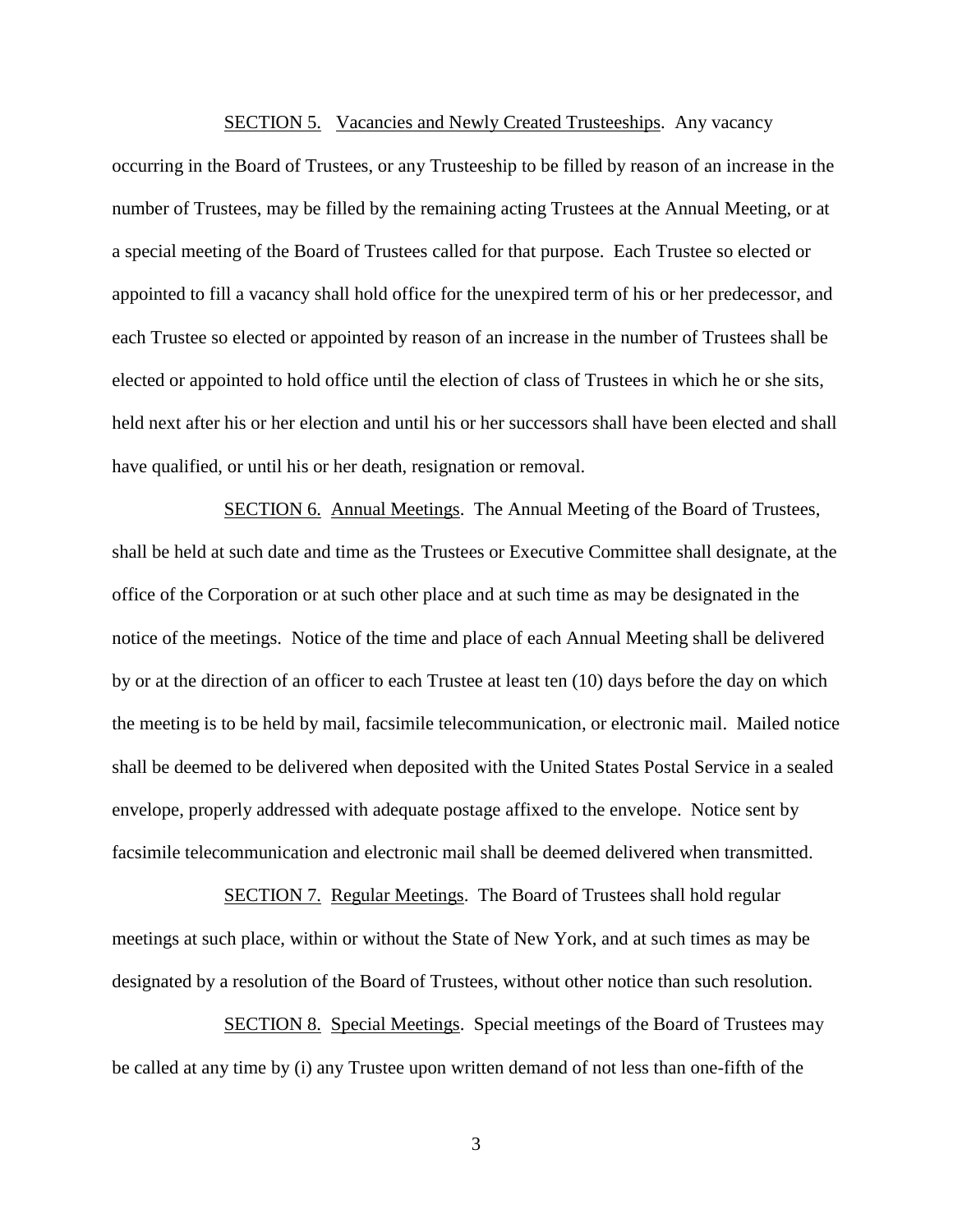SECTION 5. Vacancies and Newly Created Trusteeships. Any vacancy occurring in the Board of Trustees, or any Trusteeship to be filled by reason of an increase in the number of Trustees, may be filled by the remaining acting Trustees at the Annual Meeting, or at a special meeting of the Board of Trustees called for that purpose. Each Trustee so elected or appointed to fill a vacancy shall hold office for the unexpired term of his or her predecessor, and each Trustee so elected or appointed by reason of an increase in the number of Trustees shall be elected or appointed to hold office until the election of class of Trustees in which he or she sits, held next after his or her election and until his or her successors shall have been elected and shall have qualified, or until his or her death, resignation or removal.

SECTION 6. Annual Meetings. The Annual Meeting of the Board of Trustees, shall be held at such date and time as the Trustees or Executive Committee shall designate, at the office of the Corporation or at such other place and at such time as may be designated in the notice of the meetings. Notice of the time and place of each Annual Meeting shall be delivered by or at the direction of an officer to each Trustee at least ten (10) days before the day on which the meeting is to be held by mail, facsimile telecommunication, or electronic mail. Mailed notice shall be deemed to be delivered when deposited with the United States Postal Service in a sealed envelope, properly addressed with adequate postage affixed to the envelope. Notice sent by facsimile telecommunication and electronic mail shall be deemed delivered when transmitted.

SECTION 7. Regular Meetings. The Board of Trustees shall hold regular meetings at such place, within or without the State of New York, and at such times as may be designated by a resolution of the Board of Trustees, without other notice than such resolution.

SECTION 8. Special Meetings. Special meetings of the Board of Trustees may be called at any time by (i) any Trustee upon written demand of not less than one-fifth of the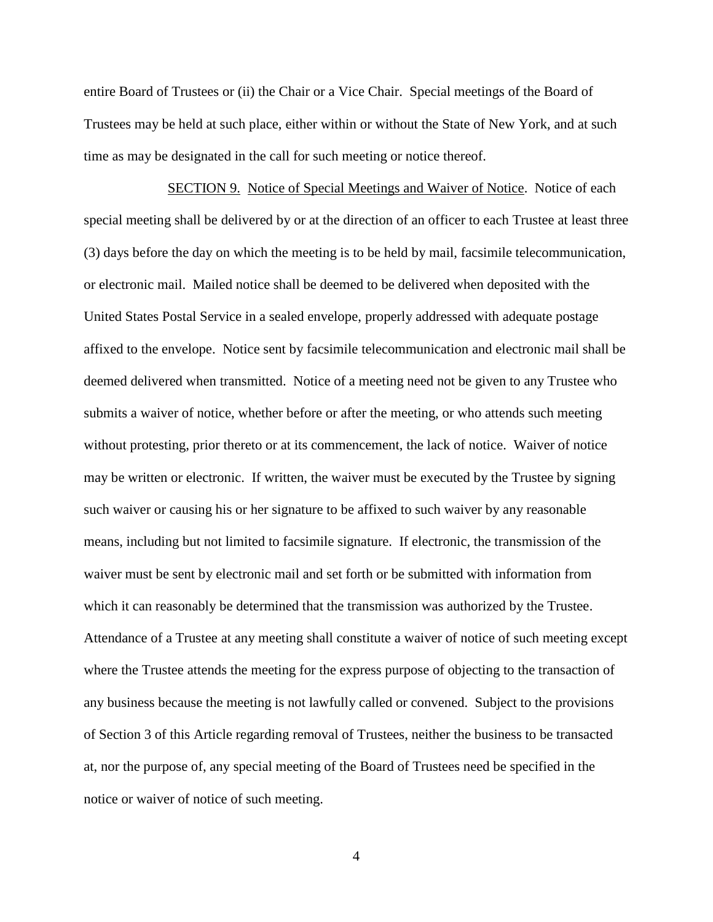entire Board of Trustees or (ii) the Chair or a Vice Chair. Special meetings of the Board of Trustees may be held at such place, either within or without the State of New York, and at such time as may be designated in the call for such meeting or notice thereof.

SECTION 9. Notice of Special Meetings and Waiver of Notice. Notice of each special meeting shall be delivered by or at the direction of an officer to each Trustee at least three (3) days before the day on which the meeting is to be held by mail, facsimile telecommunication, or electronic mail. Mailed notice shall be deemed to be delivered when deposited with the United States Postal Service in a sealed envelope, properly addressed with adequate postage affixed to the envelope. Notice sent by facsimile telecommunication and electronic mail shall be deemed delivered when transmitted. Notice of a meeting need not be given to any Trustee who submits a waiver of notice, whether before or after the meeting, or who attends such meeting without protesting, prior thereto or at its commencement, the lack of notice. Waiver of notice may be written or electronic. If written, the waiver must be executed by the Trustee by signing such waiver or causing his or her signature to be affixed to such waiver by any reasonable means, including but not limited to facsimile signature. If electronic, the transmission of the waiver must be sent by electronic mail and set forth or be submitted with information from which it can reasonably be determined that the transmission was authorized by the Trustee. Attendance of a Trustee at any meeting shall constitute a waiver of notice of such meeting except where the Trustee attends the meeting for the express purpose of objecting to the transaction of any business because the meeting is not lawfully called or convened. Subject to the provisions of Section 3 of this Article regarding removal of Trustees, neither the business to be transacted at, nor the purpose of, any special meeting of the Board of Trustees need be specified in the notice or waiver of notice of such meeting.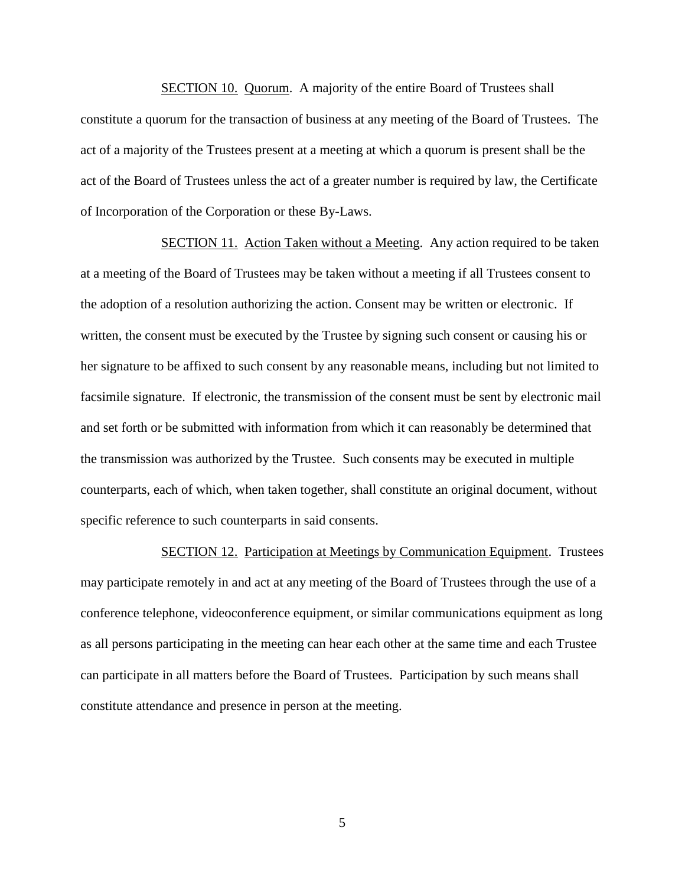SECTION 10. Quorum. A majority of the entire Board of Trustees shall constitute a quorum for the transaction of business at any meeting of the Board of Trustees. The act of a majority of the Trustees present at a meeting at which a quorum is present shall be the act of the Board of Trustees unless the act of a greater number is required by law, the Certificate of Incorporation of the Corporation or these By-Laws.

SECTION 11. Action Taken without a Meeting. Any action required to be taken at a meeting of the Board of Trustees may be taken without a meeting if all Trustees consent to the adoption of a resolution authorizing the action. Consent may be written or electronic. If written, the consent must be executed by the Trustee by signing such consent or causing his or her signature to be affixed to such consent by any reasonable means, including but not limited to facsimile signature. If electronic, the transmission of the consent must be sent by electronic mail and set forth or be submitted with information from which it can reasonably be determined that the transmission was authorized by the Trustee. Such consents may be executed in multiple counterparts, each of which, when taken together, shall constitute an original document, without specific reference to such counterparts in said consents.

SECTION 12. Participation at Meetings by Communication Equipment. Trustees may participate remotely in and act at any meeting of the Board of Trustees through the use of a conference telephone, videoconference equipment, or similar communications equipment as long as all persons participating in the meeting can hear each other at the same time and each Trustee can participate in all matters before the Board of Trustees. Participation by such means shall constitute attendance and presence in person at the meeting.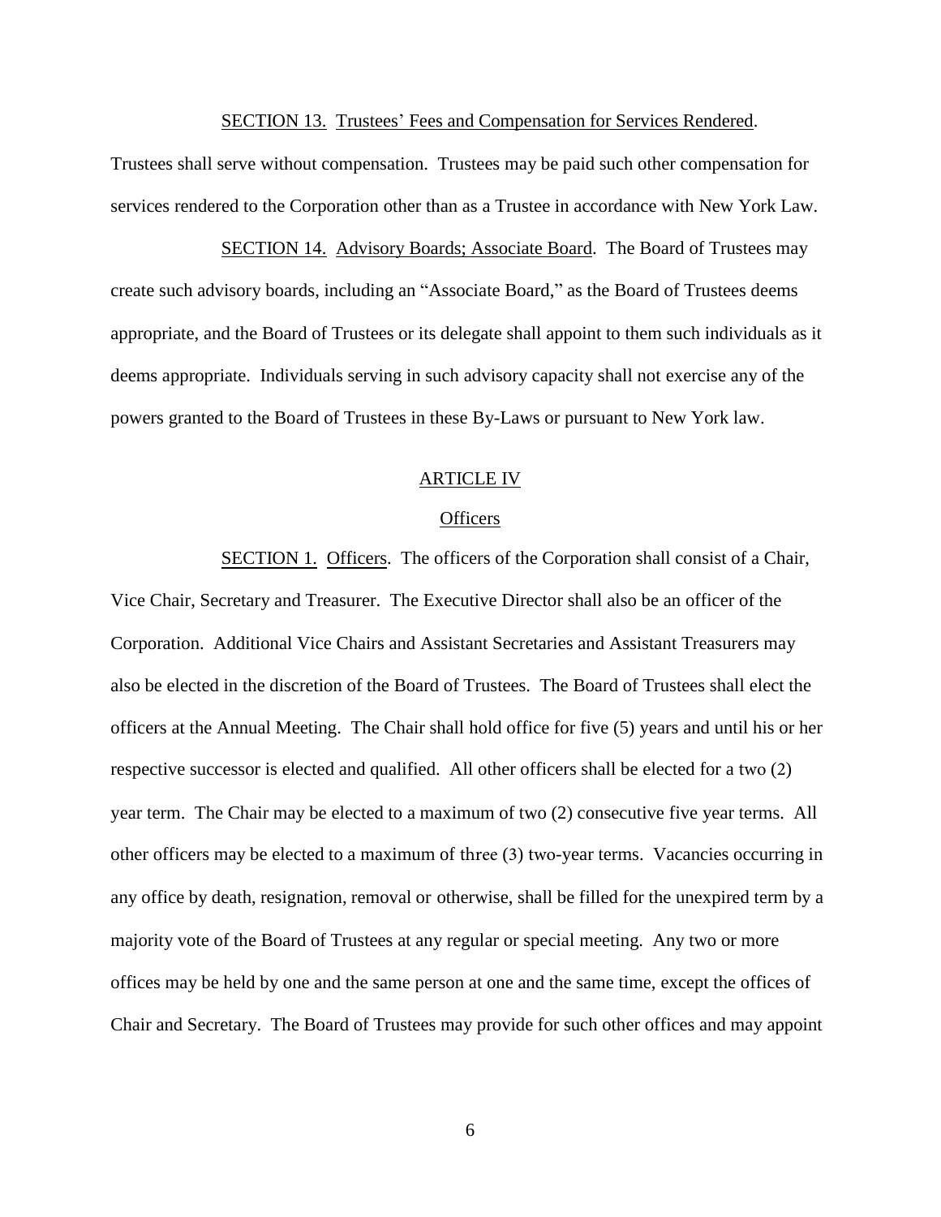SECTION 13. Trustees' Fees and Compensation for Services Rendered. Trustees shall serve without compensation. Trustees may be paid such other compensation for services rendered to the Corporation other than as a Trustee in accordance with New York Law.

SECTION 14. Advisory Boards; Associate Board. The Board of Trustees may create such advisory boards, including an "Associate Board," as the Board of Trustees deems appropriate, and the Board of Trustees or its delegate shall appoint to them such individuals as it deems appropriate. Individuals serving in such advisory capacity shall not exercise any of the powers granted to the Board of Trustees in these By-Laws or pursuant to New York law.

## ARTICLE IV

## Officers

SECTION 1. Officers. The officers of the Corporation shall consist of a Chair, Vice Chair, Secretary and Treasurer. The Executive Director shall also be an officer of the Corporation. Additional Vice Chairs and Assistant Secretaries and Assistant Treasurers may also be elected in the discretion of the Board of Trustees. The Board of Trustees shall elect the officers at the Annual Meeting. The Chair shall hold office for five (5) years and until his or her respective successor is elected and qualified. All other officers shall be elected for a two (2) year term. The Chair may be elected to a maximum of two (2) consecutive five year terms. All other officers may be elected to a maximum of three (3) two-year terms. Vacancies occurring in any office by death, resignation, removal or otherwise, shall be filled for the unexpired term by a majority vote of the Board of Trustees at any regular or special meeting. Any two or more offices may be held by one and the same person at one and the same time, except the offices of Chair and Secretary. The Board of Trustees may provide for such other offices and may appoint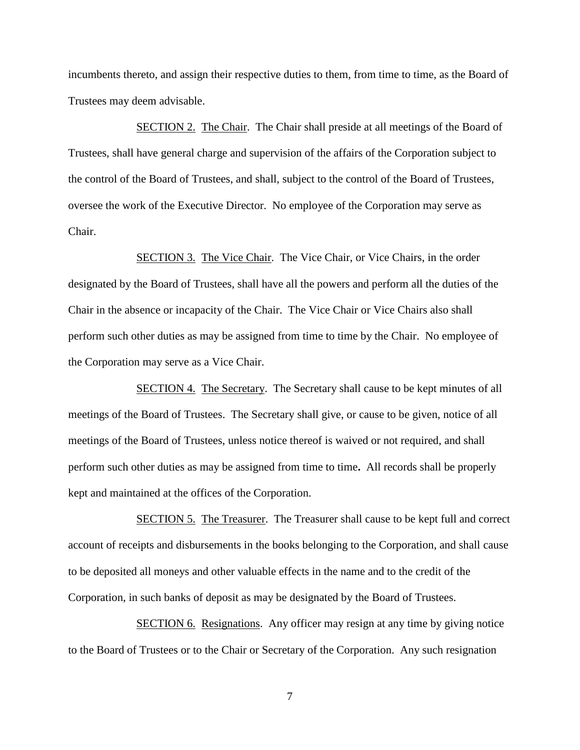incumbents thereto, and assign their respective duties to them, from time to time, as the Board of Trustees may deem advisable.

<u>SECTION 2.</u> <u>The Chair</u>. The Chair shall preside at all meetings of the Board of Trustees, shall have general charge and supervision of the affairs of the Corporation subject to the control of the Board of Trustees, and shall, subject to the control of the Board of Trustees, oversee the work of the Executive Director. No employee of the Corporation may serve as Chair.

<u>SECTION 3.</u> <u>The Vice Chair</u>. The Vice Chair, or Vice Chairs, in the order designated by the Board of Trustees, shall have all the powers and perform all the duties of the Chair in the absence or incapacity of the Chair. The Vice Chair or Vice Chairs also shall perform such other duties as may be assigned from time to time by the Chair. No employee of the Corporation may serve as a Vice Chair.

<u>SECTION 4.</u> <u>The Secretary</u>. The Secretary shall cause to be kept minutes of all meetings of the Board of Trustees. The Secretary shall give, or cause to be given, notice of all meetings of the Board of Trustees, unless notice thereof is waived or not required, and shall perform such other duties as may be assigned from time to time**.** All records shall be properly kept and maintained at the offices of the Corporation.

<u>SECTION 5.</u> <u>The Treasurer</u>. The Treasurer shall cause to be kept full and correct account of receipts and disbursements in the books belonging to the Corporation, and shall cause to be deposited all moneys and other valuable effects in the name and to the credit of the Corporation, in such banks of deposit as may be designated by the Board of Trustees.

<u>SECTION 6.</u> <u>Resignations</u>. Any officer may resign at any time by giving notice to the Board of Trustees or to the Chair or Secretary of the Corporation. Any such resignation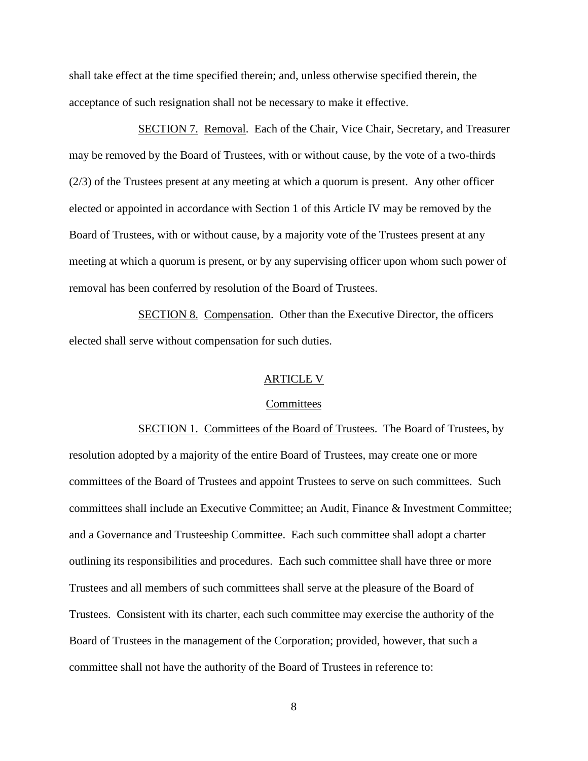shall take effect at the time specified therein; and, unless otherwise specified therein, the acceptance of such resignation shall not be necessary to make it effective.

SECTION 7. Removal. Each of the Chair, Vice Chair, Secretary, and Treasurer may be removed by the Board of Trustees, with or without cause, by the vote of a two-thirds (2/3) of the Trustees present at any meeting at which a quorum is present. Any other officer elected or appointed in accordance with Section 1 of this Article IV may be removed by the Board of Trustees, with or without cause, by a majority vote of the Trustees present at any meeting at which a quorum is present, or by any supervising officer upon whom such power of removal has been conferred by resolution of the Board of Trustees.

SECTION 8. Compensation. Other than the Executive Director, the officers elected shall serve without compensation for such duties.

## ARTICLE V

## Committees

SECTION 1. Committees of the Board of Trustees. The Board of Trustees, by resolution adopted by a majority of the entire Board of Trustees, may create one or more committees of the Board of Trustees and appoint Trustees to serve on such committees. Such committees shall include an Executive Committee; an Audit, Finance & Investment Committee; and a Governance and Trusteeship Committee. Each such committee shall adopt a charter outlining its responsibilities and procedures. Each such committee shall have three or more Trustees and all members of such committees shall serve at the pleasure of the Board of Trustees. Consistent with its charter, each such committee may exercise the authority of the Board of Trustees in the management of the Corporation; provided, however, that such a committee shall not have the authority of the Board of Trustees in reference to: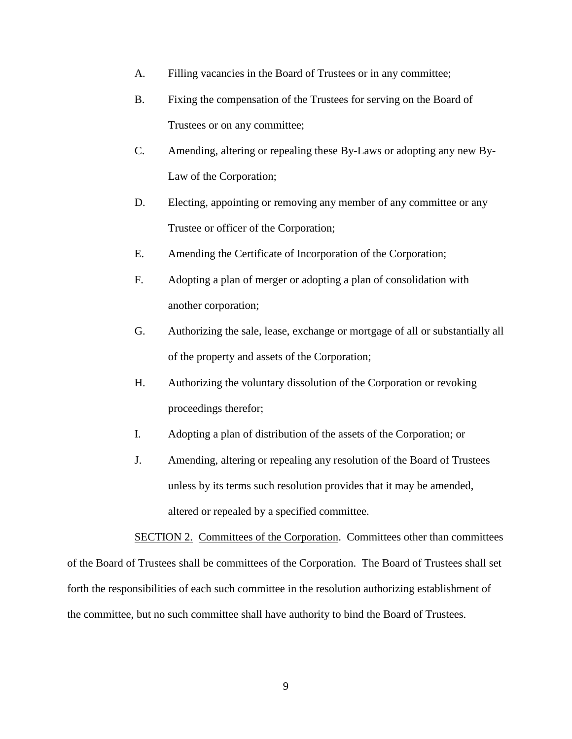A. Filling vacancies in the Board of Trustees or in any committee;

B. Fixing the compensation of the Trustees for serving on the Board of Trustees or on any committee;

C. Amending, altering or repealing these By-Laws or adopting any new By-Law of the Corporation;

D. Electing, appointing or removing any member of any committee or any Trustee or officer of the Corporation;

E. Amending the Certificate of Incorporation of the Corporation;

F. Adopting a plan of merger or adopting a plan of consolidation with another corporation;

G. Authorizing the sale, lease, exchange or mortgage of all or substantially all of the property and assets of the Corporation;

H. Authorizing the voluntary dissolution of the Corporation or revoking proceedings therefor;

I. Adopting a plan of distribution of the assets of the Corporation; or

J. Amending, altering or repealing any resolution of the Board of Trustees unless by its terms such resolution provides that it may be amended, altered or repealed by a specified committee.

SECTION 2. Committees of the Corporation. Committees other than committees of the Board of Trustees shall be committees of the Corporation. The Board of Trustees shall set forth the responsibilities of each such committee in the resolution authorizing establishment of the committee, but no such committee shall have authority to bind the Board of Trustees.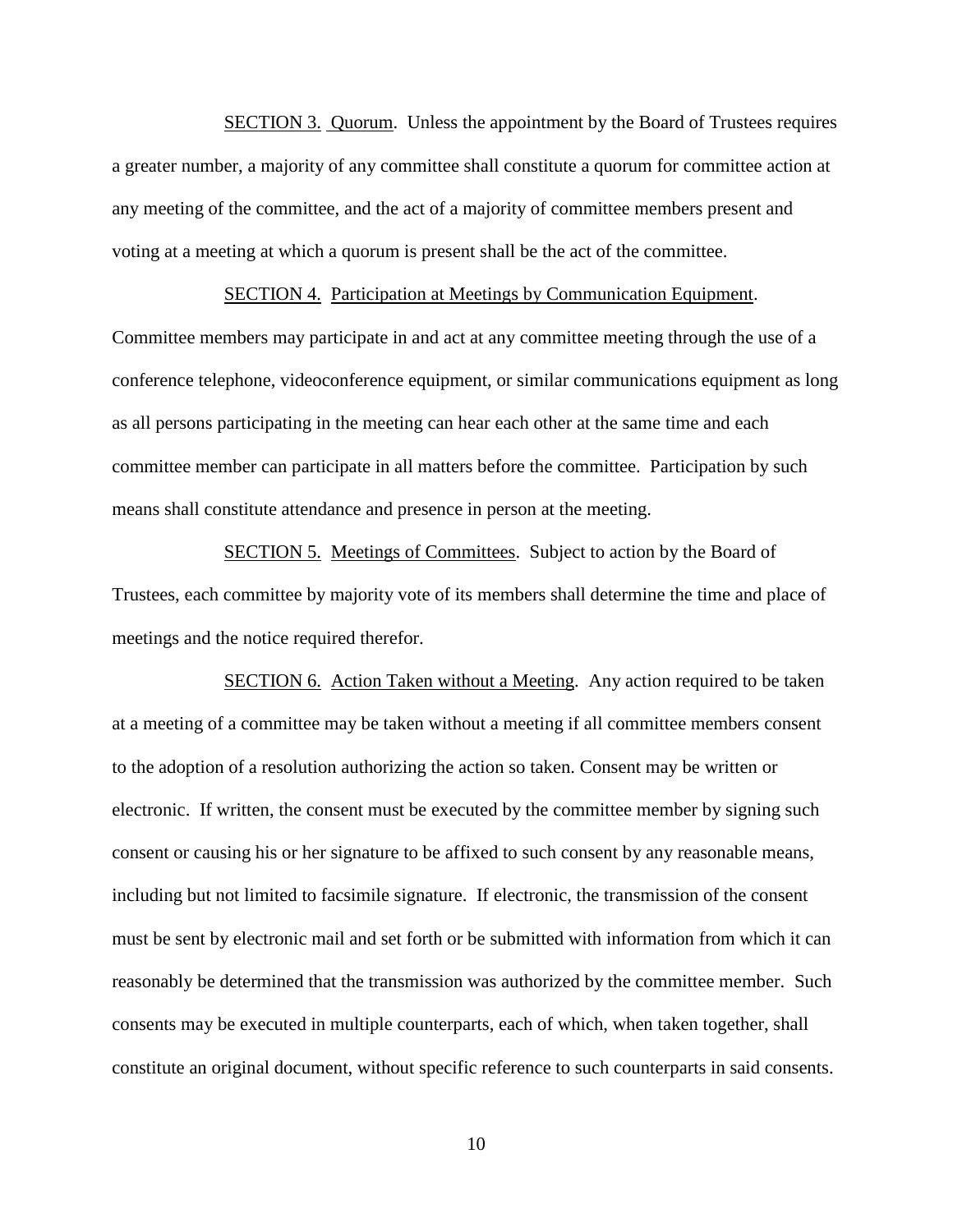SECTION 3. Quorum. Unless the appointment by the Board of Trustees requires a greater number, a majority of any committee shall constitute a quorum for committee action at any meeting of the committee, and the act of a majority of committee members present and voting at a meeting at which a quorum is present shall be the act of the committee.

SECTION 4. Participation at Meetings by Communication Equipment. Committee members may participate in and act at any committee meeting through the use of a conference telephone, videoconference equipment, or similar communications equipment as long as all persons participating in the meeting can hear each other at the same time and each committee member can participate in all matters before the committee. Participation by such means shall constitute attendance and presence in person at the meeting.

SECTION 5. Meetings of Committees. Subject to action by the Board of Trustees, each committee by majority vote of its members shall determine the time and place of meetings and the notice required therefor.

SECTION 6. Action Taken without a Meeting. Any action required to be taken at a meeting of a committee may be taken without a meeting if all committee members consent to the adoption of a resolution authorizing the action so taken. Consent may be written or electronic. If written, the consent must be executed by the committee member by signing such consent or causing his or her signature to be affixed to such consent by any reasonable means, including but not limited to facsimile signature. If electronic, the transmission of the consent must be sent by electronic mail and set forth or be submitted with information from which it can reasonably be determined that the transmission was authorized by the committee member. Such consents may be executed in multiple counterparts, each of which, when taken together, shall constitute an original document, without specific reference to such counterparts in said consents.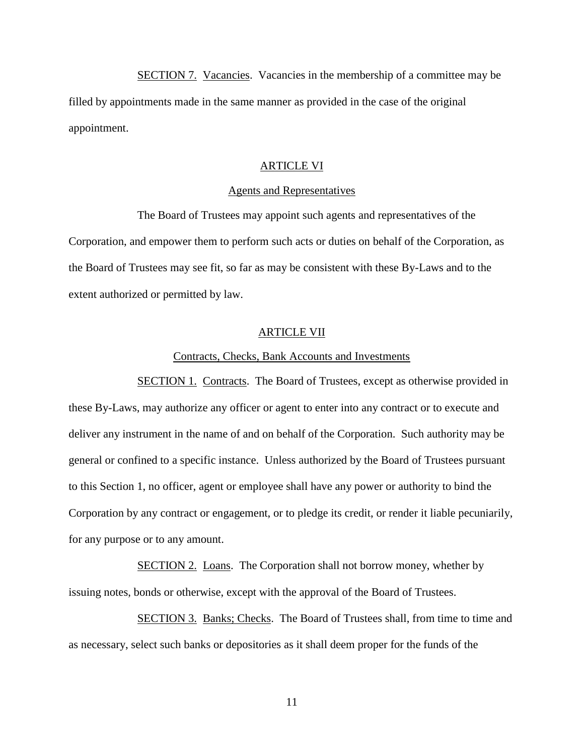SECTION 7. Vacancies. Vacancies in the membership of a committee may be filled by appointments made in the same manner as provided in the case of the original appointment.

## ARTICLE VI

### Agents and Representatives

The Board of Trustees may appoint such agents and representatives of the Corporation, and empower them to perform such acts or duties on behalf of the Corporation, as the Board of Trustees may see fit, so far as may be consistent with these By-Laws and to the extent authorized or permitted by law.

## ARTICLE VII

### Contracts, Checks, Bank Accounts and Investments

SECTION 1. Contracts. The Board of Trustees, except as otherwise provided in these By-Laws, may authorize any officer or agent to enter into any contract or to execute and deliver any instrument in the name of and on behalf of the Corporation. Such authority may be general or confined to a specific instance. Unless authorized by the Board of Trustees pursuant to this Section 1, no officer, agent or employee shall have any power or authority to bind the Corporation by any contract or engagement, or to pledge its credit, or render it liable pecuniarily, for any purpose or to any amount.

SECTION 2. Loans. The Corporation shall not borrow money, whether by issuing notes, bonds or otherwise, except with the approval of the Board of Trustees.

SECTION 3. Banks; Checks. The Board of Trustees shall, from time to time and as necessary, select such banks or depositories as it shall deem proper for the funds of the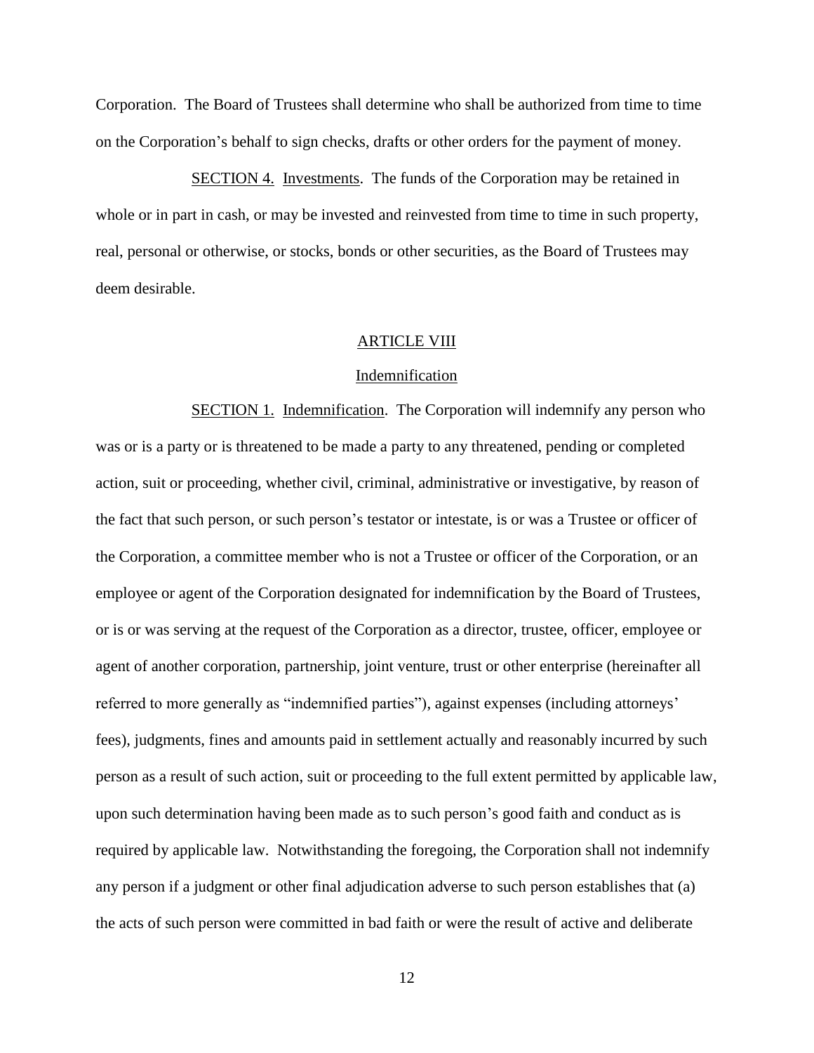Corporation. The Board of Trustees shall determine who shall be authorized from time to time on the Corporation's behalf to sign checks, drafts or other orders for the payment of money.

SECTION 4. Investments. The funds of the Corporation may be retained in whole or in part in cash, or may be invested and reinvested from time to time in such property, real, personal or otherwise, or stocks, bonds or other securities, as the Board of Trustees may deem desirable.

## ARTICLE VIII

### Indemnification

SECTION 1. Indemnification. The Corporation will indemnify any person who was or is a party or is threatened to be made a party to any threatened, pending or completed action, suit or proceeding, whether civil, criminal, administrative or investigative, by reason of the fact that such person, or such person's testator or intestate, is or was a Trustee or officer of the Corporation, a committee member who is not a Trustee or officer of the Corporation, or an employee or agent of the Corporation designated for indemnification by the Board of Trustees, or is or was serving at the request of the Corporation as a director, trustee, officer, employee or agent of another corporation, partnership, joint venture, trust or other enterprise (hereinafter all referred to more generally as "indemnified parties"), against expenses (including attorneys' fees), judgments, fines and amounts paid in settlement actually and reasonably incurred by such person as a result of such action, suit or proceeding to the full extent permitted by applicable law, upon such determination having been made as to such person's good faith and conduct as is required by applicable law. Notwithstanding the foregoing, the Corporation shall not indemnify any person if a judgment or other final adjudication adverse to such person establishes that (a) the acts of such person were committed in bad faith or were the result of active and deliberate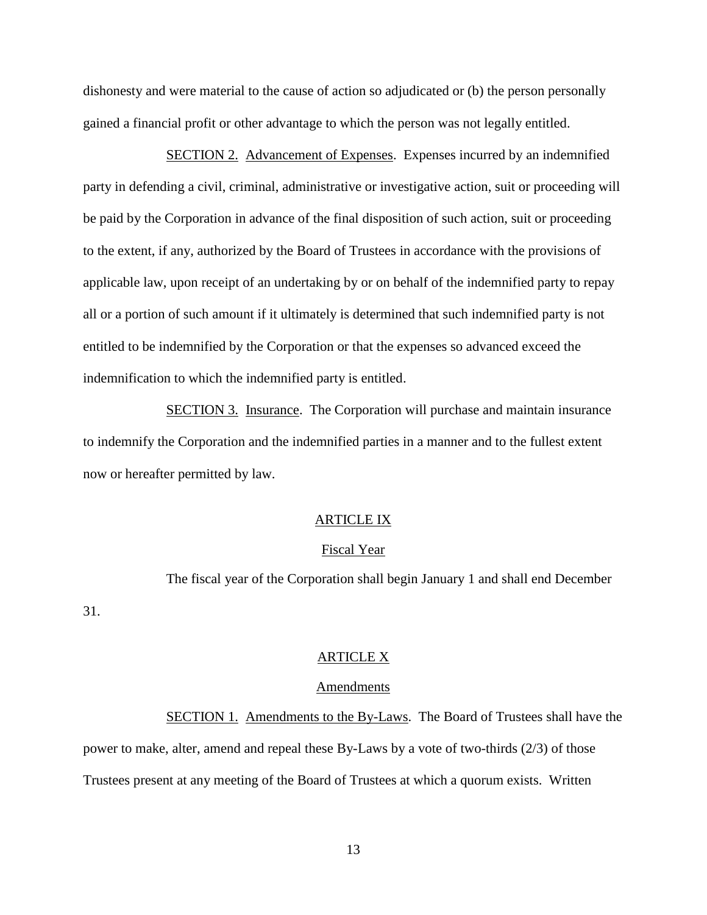dishonesty and were material to the cause of action so adjudicated or (b) the person personally gained a financial profit or other advantage to which the person was not legally entitled.

SECTION 2. Advancement of Expenses. Expenses incurred by an indemnified party in defending a civil, criminal, administrative or investigative action, suit or proceeding will be paid by the Corporation in advance of the final disposition of such action, suit or proceeding to the extent, if any, authorized by the Board of Trustees in accordance with the provisions of applicable law, upon receipt of an undertaking by or on behalf of the indemnified party to repay all or a portion of such amount if it ultimately is determined that such indemnified party is not entitled to be indemnified by the Corporation or that the expenses so advanced exceed the indemnification to which the indemnified party is entitled.

SECTION 3. Insurance. The Corporation will purchase and maintain insurance to indemnify the Corporation and the indemnified parties in a manner and to the fullest extent now or hereafter permitted by law.

## ARTICLE IX

### Fiscal Year

The fiscal year of the Corporation shall begin January 1 and shall end December 31.

## ARTICLE X

### Amendments

SECTION 1. Amendments to the By-Laws. The Board of Trustees shall have the power to make, alter, amend and repeal these By-Laws by a vote of two-thirds (2/3) of those Trustees present at any meeting of the Board of Trustees at which a quorum exists. Written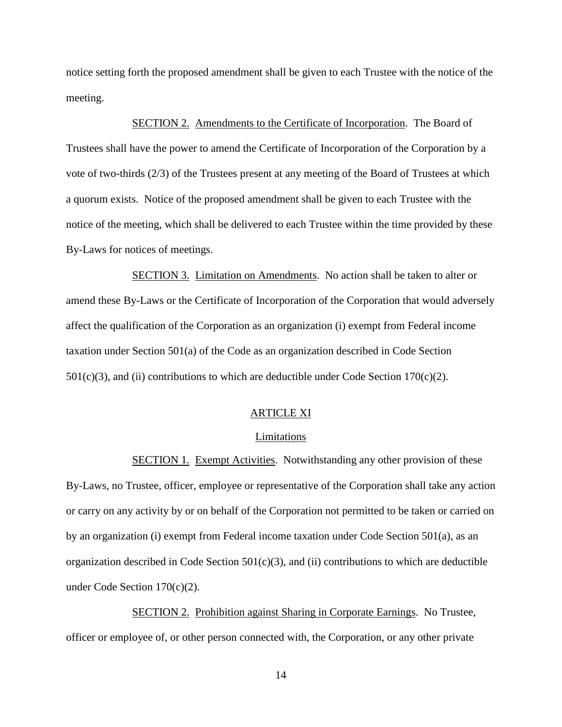notice setting forth the proposed amendment shall be given to each Trustee with the notice of the meeting.

SECTION 2. Amendments to the Certificate of Incorporation. The Board of Trustees shall have the power to amend the Certificate of Incorporation of the Corporation by a vote of two-thirds (2/3) of the Trustees present at any meeting of the Board of Trustees at which a quorum exists. Notice of the proposed amendment shall be given to each Trustee with the notice of the meeting, which shall be delivered to each Trustee within the time provided by these By-Laws for notices of meetings.

SECTION 3. Limitation on Amendments. No action shall be taken to alter or amend these By-Laws or the Certificate of Incorporation of the Corporation that would adversely affect the qualification of the Corporation as an organization (i) exempt from Federal income taxation under Section 501(a) of the Code as an organization described in Code Section 501(c)(3), and (ii) contributions to which are deductible under Code Section 170(c)(2).

## ARTICLE XI

### Limitations

SECTION 1. Exempt Activities. Notwithstanding any other provision of these By-Laws, no Trustee, officer, employee or representative of the Corporation shall take any action or carry on any activity by or on behalf of the Corporation not permitted to be taken or carried on by an organization (i) exempt from Federal income taxation under Code Section 501(a), as an organization described in Code Section 501(c)(3), and (ii) contributions to which are deductible under Code Section 170(c)(2).

SECTION 2. Prohibition against Sharing in Corporate Earnings. No Trustee, officer or employee of, or other person connected with, the Corporation, or any other private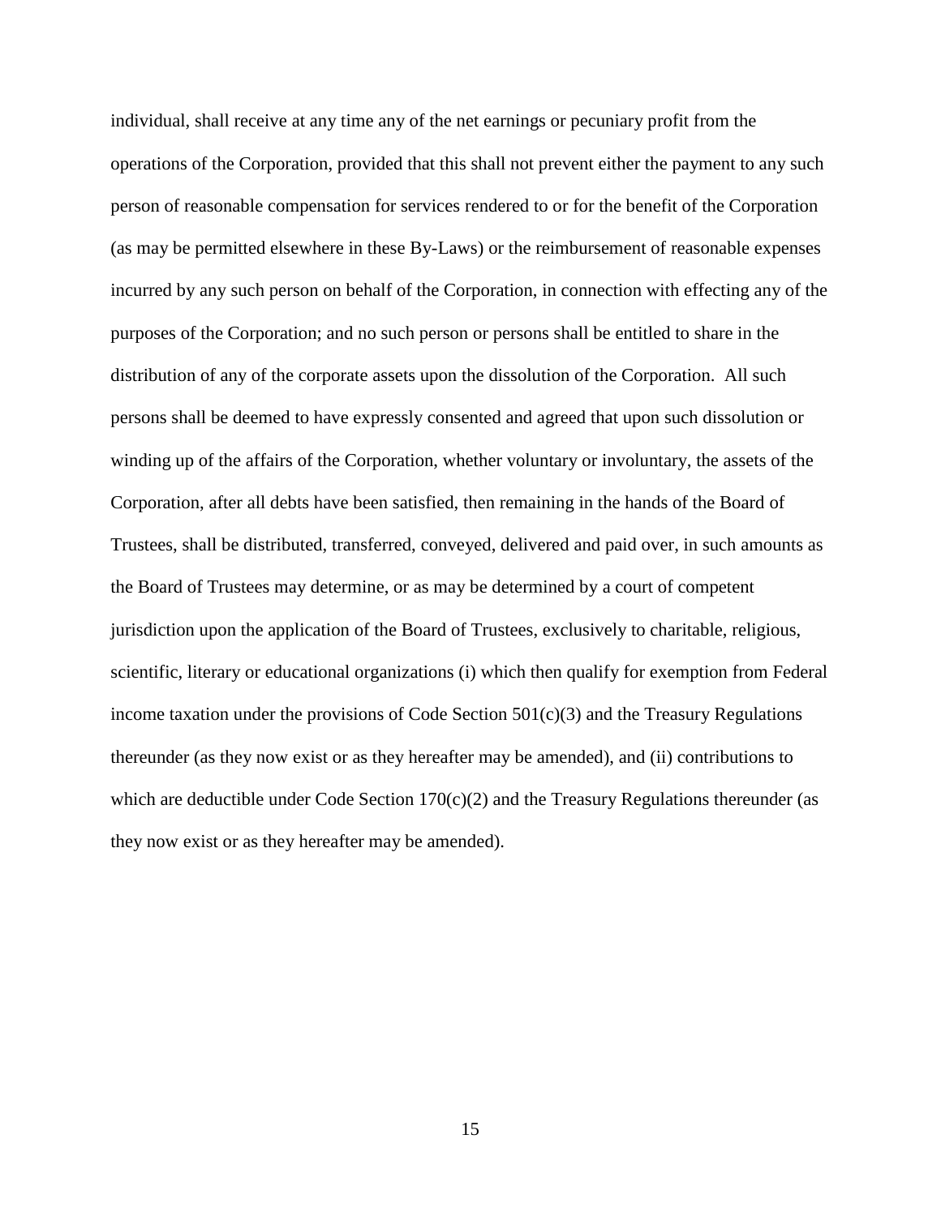individual, shall receive at any time any of the net earnings or pecuniary profit from the operations of the Corporation, provided that this shall not prevent either the payment to any such person of reasonable compensation for services rendered to or for the benefit of the Corporation (as may be permitted elsewhere in these By-Laws) or the reimbursement of reasonable expenses incurred by any such person on behalf of the Corporation, in connection with effecting any of the purposes of the Corporation; and no such person or persons shall be entitled to share in the distribution of any of the corporate assets upon the dissolution of the Corporation. All such persons shall be deemed to have expressly consented and agreed that upon such dissolution or winding up of the affairs of the Corporation, whether voluntary or involuntary, the assets of the Corporation, after all debts have been satisfied, then remaining in the hands of the Board of Trustees, shall be distributed, transferred, conveyed, delivered and paid over, in such amounts as the Board of Trustees may determine, or as may be determined by a court of competent jurisdiction upon the application of the Board of Trustees, exclusively to charitable, religious, scientific, literary or educational organizations (i) which then qualify for exemption from Federal income taxation under the provisions of Code Section 501(c)(3) and the Treasury Regulations thereunder (as they now exist or as they hereafter may be amended), and (ii) contributions to which are deductible under Code Section 170(c)(2) and the Treasury Regulations thereunder (as they now exist or as they hereafter may be amended).